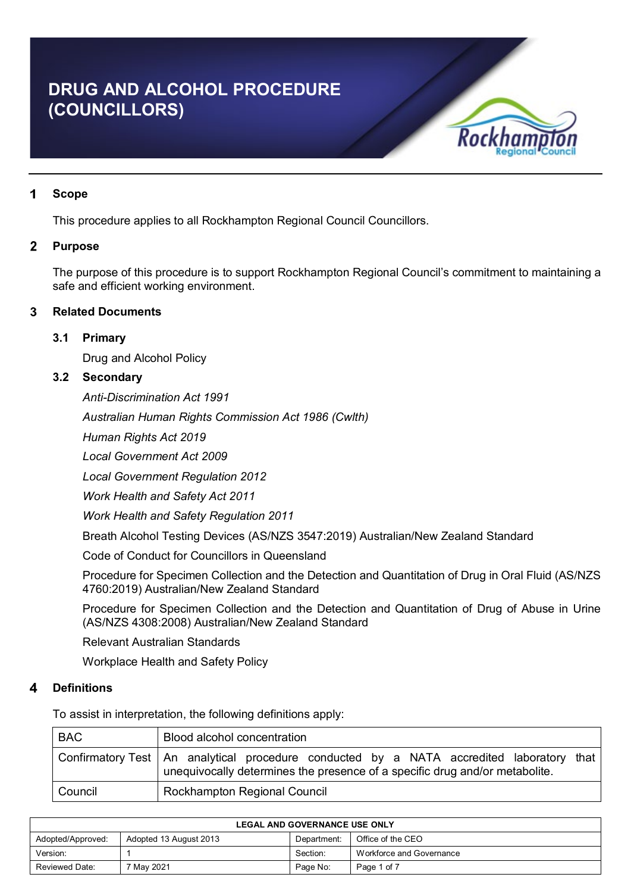# DRUG AND ALCOHOL PROCEDURE (COUNCILLORS)

## 1 Scope

This procedure applies to all Rockhampton Regional Council Councillors.

## 2 Purpose

The purpose of this procedure is to support Rockhampton Regional Council's commitment to maintaining a safe and efficient working environment.

## 3 Related Documents

### 3.1 Primary

Drug and Alcohol Policy

### 3.2 Secondary

*Anti-Discrimination Act 1991*

*Australian Human Rights Commission Act 1986 (Cwlth)*

*Human Rights Act 2019*

*Local Government Act 2009*

*Local Government Regulation 2012*

*Work Health and Safety Act 2011*

*Work Health and Safety Regulation 2011*

Breath Alcohol Testing Devices (AS/NZS 3547:2019) Australian/New Zealand Standard

Code of Conduct for Councillors in Queensland

Procedure for Specimen Collection and the Detection and Quantitation of Drug in Oral Fluid (AS/NZS 4760:2019) Australian/New Zealand Standard

Procedure for Specimen Collection and the Detection and Quantitation of Drug of Abuse in Urine (AS/NZS 4308:2008) Australian/New Zealand Standard

Relevant Australian Standards

Workplace Health and Safety Policy

## 4 Definitions

To assist in interpretation, the following definitions apply:

| Term | Definition |
|---|---|
| BAC | Blood alcohol concentration |
| Confirmatory Test | An analytical procedure conducted by a NATA accredited laboratory that unequivocally determines the presence of a specific drug and/or metabolite. |
| Council | Rockhampton Regional Council |

| LEGAL AND GOVERNANCE USE ONLY | | | |
|---|---|---|---|
| Adopted/Approved: | Adopted 13 August 2013 | Department: | Office of the CEO |
| Version: | 1 | Section: | Workforce and Governance |
| Reviewed Date: | 7 May 2021 | Page No: | Page 1 of 7 |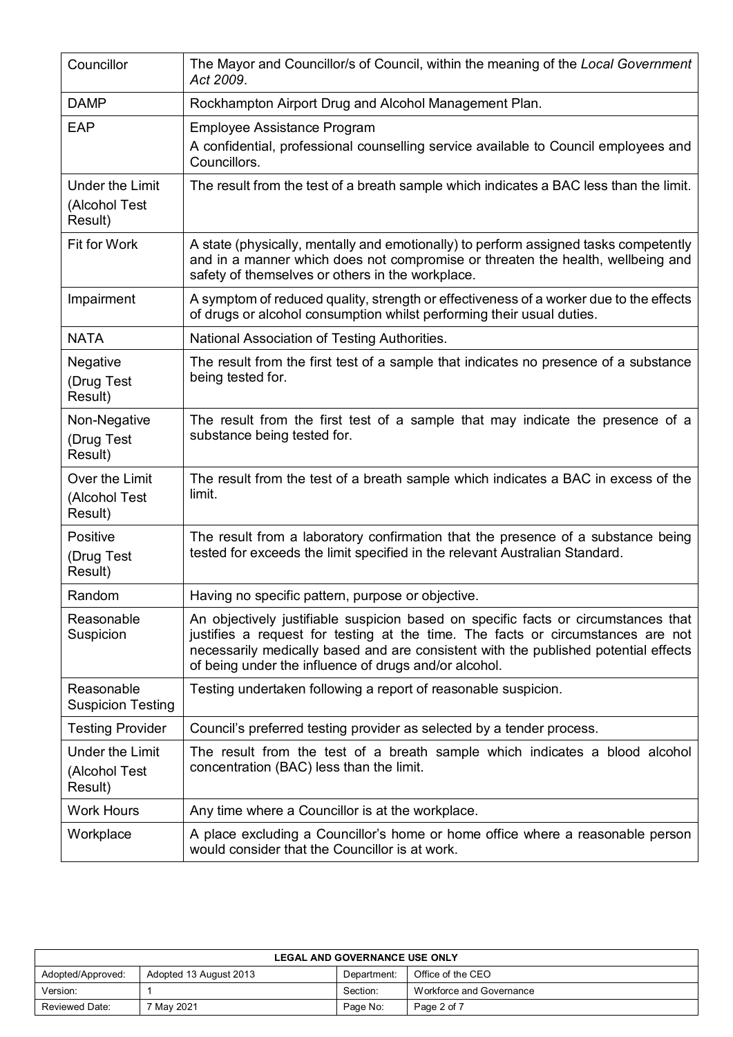| | |
|---|---|
| Councillor | The Mayor and Councillor/s of Council, within the meaning of the *Local Government Act 2009*. |
| DAMP | Rockhampton Airport Drug and Alcohol Management Plan. |
| EAP | Employee Assistance Program<br>A confidential, professional counselling service available to Council employees and Councillors. |
| Under the Limit (Alcohol Test Result) | The result from the test of a breath sample which indicates a BAC less than the limit. |
| Fit for Work | A state (physically, mentally and emotionally) to perform assigned tasks competently and in a manner which does not compromise or threaten the health, wellbeing and safety of themselves or others in the workplace. |
| Impairment | A symptom of reduced quality, strength or effectiveness of a worker due to the effects of drugs or alcohol consumption whilst performing their usual duties. |
| NATA | National Association of Testing Authorities. |
| Negative (Drug Test Result) | The result from the first test of a sample that indicates no presence of a substance being tested for. |
| Non-Negative (Drug Test Result) | The result from the first test of a sample that may indicate the presence of a substance being tested for. |
| Over the Limit (Alcohol Test Result) | The result from the test of a breath sample which indicates a BAC in excess of the limit. |
| Positive (Drug Test Result) | The result from a laboratory confirmation that the presence of a substance being tested for exceeds the limit specified in the relevant Australian Standard. |
| Random | Having no specific pattern, purpose or objective. |
| Reasonable Suspicion | An objectively justifiable suspicion based on specific facts or circumstances that justifies a request for testing at the time. The facts or circumstances are not necessarily medically based and are consistent with the published potential effects of being under the influence of drugs and/or alcohol. |
| Reasonable Suspicion Testing | Testing undertaken following a report of reasonable suspicion. |
| Testing Provider | Council's preferred testing provider as selected by a tender process. |
| Under the Limit (Alcohol Test Result) | The result from the test of a breath sample which indicates a blood alcohol concentration (BAC) less than the limit. |
| Work Hours | Any time where a Councillor is at the workplace. |
| Workplace | A place excluding a Councillor's home or home office where a reasonable person would consider that the Councillor is at work. |

| LEGAL AND GOVERNANCE USE ONLY | | | |
|---|---|---|---|
| Adopted/Approved: | Adopted 13 August 2013 | Department: | Office of the CEO |
| Version: | 1 | Section: | Workforce and Governance |
| Reviewed Date: | 7 May 2021 | Page No: | Page 2 of 7 |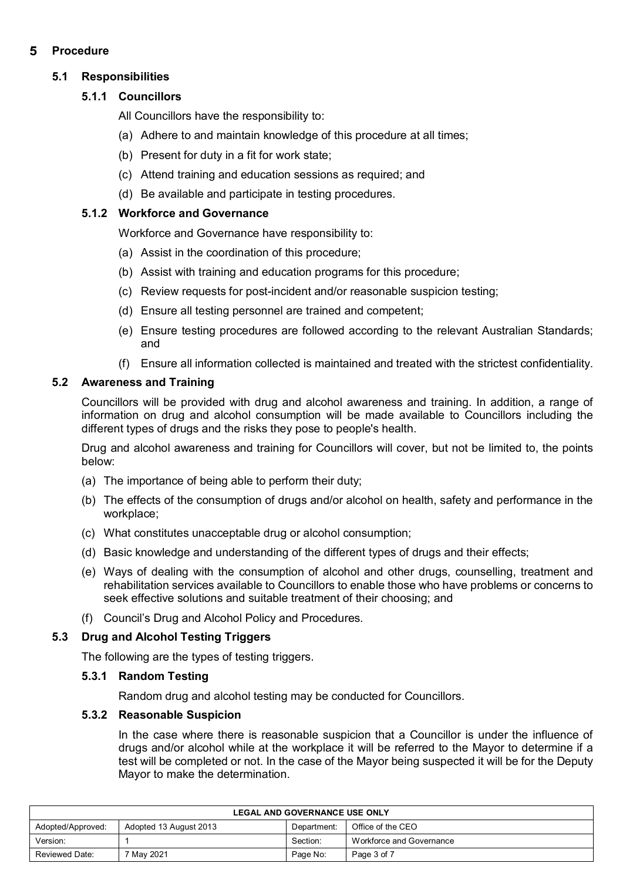# 5 Procedure

## 5.1 Responsibilities

### 5.1.1 Councillors

All Councillors have the responsibility to:

(a) Adhere to and maintain knowledge of this procedure at all times;

(b) Present for duty in a fit for work state;

(c) Attend training and education sessions as required; and

(d) Be available and participate in testing procedures.

### 5.1.2 Workforce and Governance

Workforce and Governance have responsibility to:

(a) Assist in the coordination of this procedure;

(b) Assist with training and education programs for this procedure;

(c) Review requests for post-incident and/or reasonable suspicion testing;

(d) Ensure all testing personnel are trained and competent;

(e) Ensure testing procedures are followed according to the relevant Australian Standards; and

(f) Ensure all information collected is maintained and treated with the strictest confidentiality.

## 5.2 Awareness and Training

Councillors will be provided with drug and alcohol awareness and training. In addition, a range of information on drug and alcohol consumption will be made available to Councillors including the different types of drugs and the risks they pose to people's health.

Drug and alcohol awareness and training for Councillors will cover, but not be limited to, the points below:

(a) The importance of being able to perform their duty;

(b) The effects of the consumption of drugs and/or alcohol on health, safety and performance in the workplace;

(c) What constitutes unacceptable drug or alcohol consumption;

(d) Basic knowledge and understanding of the different types of drugs and their effects;

(e) Ways of dealing with the consumption of alcohol and other drugs, counselling, treatment and rehabilitation services available to Councillors to enable those who have problems or concerns to seek effective solutions and suitable treatment of their choosing; and

(f) Council's Drug and Alcohol Policy and Procedures.

## 5.3 Drug and Alcohol Testing Triggers

The following are the types of testing triggers.

### 5.3.1 Random Testing

Random drug and alcohol testing may be conducted for Councillors.

### 5.3.2 Reasonable Suspicion

In the case where there is reasonable suspicion that a Councillor is under the influence of drugs and/or alcohol while at the workplace it will be referred to the Mayor to determine if a test will be completed or not. In the case of the Mayor being suspected it will be for the Deputy Mayor to make the determination.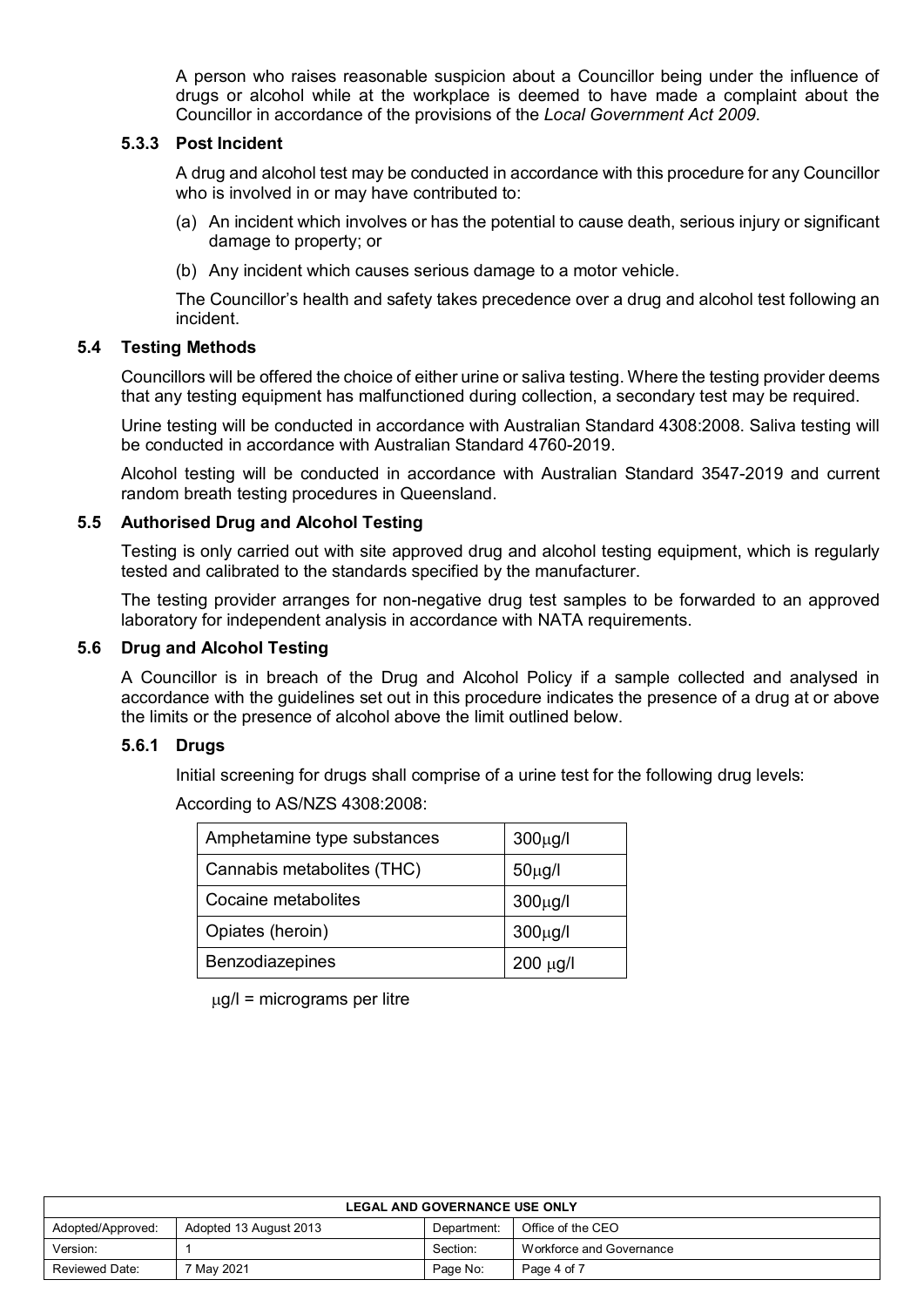A person who raises reasonable suspicion about a Councillor being under the influence of drugs or alcohol while at the workplace is deemed to have made a complaint about the Councillor in accordance of the provisions of the *Local Government Act 2009*.

#### 5.3.3 Post Incident

A drug and alcohol test may be conducted in accordance with this procedure for any Councillor who is involved in or may have contributed to:

(a) An incident which involves or has the potential to cause death, serious injury or significant damage to property; or

(b) Any incident which causes serious damage to a motor vehicle.

The Councillor's health and safety takes precedence over a drug and alcohol test following an incident.

### 5.4 Testing Methods

Councillors will be offered the choice of either urine or saliva testing. Where the testing provider deems that any testing equipment has malfunctioned during collection, a secondary test may be required.

Urine testing will be conducted in accordance with Australian Standard 4308:2008. Saliva testing will be conducted in accordance with Australian Standard 4760-2019.

Alcohol testing will be conducted in accordance with Australian Standard 3547-2019 and current random breath testing procedures in Queensland.

### 5.5 Authorised Drug and Alcohol Testing

Testing is only carried out with site approved drug and alcohol testing equipment, which is regularly tested and calibrated to the standards specified by the manufacturer.

The testing provider arranges for non-negative drug test samples to be forwarded to an approved laboratory for independent analysis in accordance with NATA requirements.

### 5.6 Drug and Alcohol Testing

A Councillor is in breach of the Drug and Alcohol Policy if a sample collected and analysed in accordance with the guidelines set out in this procedure indicates the presence of a drug at or above the limits or the presence of alcohol above the limit outlined below.

#### 5.6.1 Drugs

Initial screening for drugs shall comprise of a urine test for the following drug levels:

According to AS/NZS 4308:2008:

| Substance | Level |
|---|---|
| Amphetamine type substances | 300μg/l |
| Cannabis metabolites (THC) | 50μg/l |
| Cocaine metabolites | 300μg/l |
| Opiates (heroin) | 300μg/l |
| Benzodiazepines | 200 μg/l |

μg/l = micrograms per litre

| LEGAL AND GOVERNANCE USE ONLY | | | |
|---|---|---|---|
| Adopted/Approved: | Adopted 13 August 2013 | Department: | Office of the CEO |
| Version: | 1 | Section: | Workforce and Governance |
| Reviewed Date: | 7 May 2021 | Page No: | Page 4 of 7 |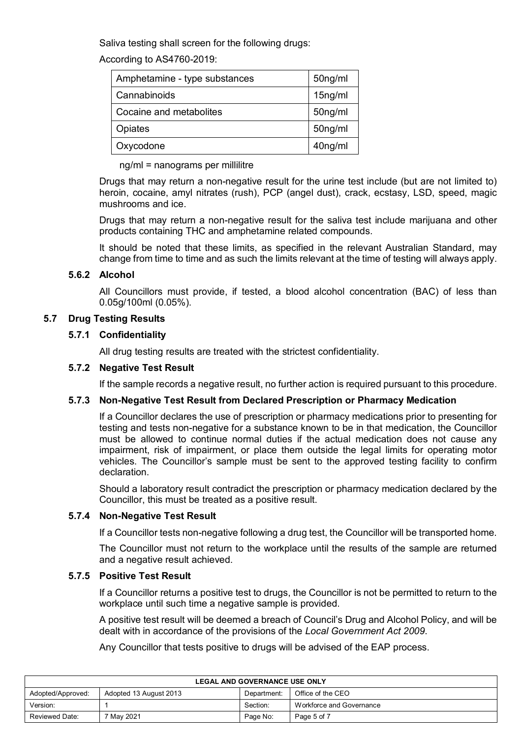Saliva testing shall screen for the following drugs:

According to AS4760-2019:

| Amphetamine - type substances | 50ng/ml |
|---|---|
| Cannabinoids | 15ng/ml |
| Cocaine and metabolites | 50ng/ml |
| Opiates | 50ng/ml |
| Oxycodone | 40ng/ml |

ng/ml = nanograms per millilitre

Drugs that may return a non-negative result for the urine test include (but are not limited to) heroin, cocaine, amyl nitrates (rush), PCP (angel dust), crack, ecstasy, LSD, speed, magic mushrooms and ice.

Drugs that may return a non-negative result for the saliva test include marijuana and other products containing THC and amphetamine related compounds.

It should be noted that these limits, as specified in the relevant Australian Standard, may change from time to time and as such the limits relevant at the time of testing will always apply.

#### 5.6.2 Alcohol

All Councillors must provide, if tested, a blood alcohol concentration (BAC) of less than 0.05g/100ml (0.05%).

### 5.7 Drug Testing Results

#### 5.7.1 Confidentiality

All drug testing results are treated with the strictest confidentiality.

#### 5.7.2 Negative Test Result

If the sample records a negative result, no further action is required pursuant to this procedure.

#### 5.7.3 Non-Negative Test Result from Declared Prescription or Pharmacy Medication

If a Councillor declares the use of prescription or pharmacy medications prior to presenting for testing and tests non-negative for a substance known to be in that medication, the Councillor must be allowed to continue normal duties if the actual medication does not cause any impairment, risk of impairment, or place them outside the legal limits for operating motor vehicles. The Councillor's sample must be sent to the approved testing facility to confirm declaration.

Should a laboratory result contradict the prescription or pharmacy medication declared by the Councillor, this must be treated as a positive result.

#### 5.7.4 Non-Negative Test Result

If a Councillor tests non-negative following a drug test, the Councillor will be transported home.

The Councillor must not return to the workplace until the results of the sample are returned and a negative result achieved.

#### 5.7.5 Positive Test Result

If a Councillor returns a positive test to drugs, the Councillor is not be permitted to return to the workplace until such time a negative sample is provided.

A positive test result will be deemed a breach of Council's Drug and Alcohol Policy, and will be dealt with in accordance of the provisions of the *Local Government Act 2009*.

Any Councillor that tests positive to drugs will be advised of the EAP process.

| LEGAL AND GOVERNANCE USE ONLY | | | |
|---|---|---|---|
| Adopted/Approved: | Adopted 13 August 2013 | Department: | Office of the CEO |
| Version: | 1 | Section: | Workforce and Governance |
| Reviewed Date: | 7 May 2021 | Page No: | Page 5 of 7 |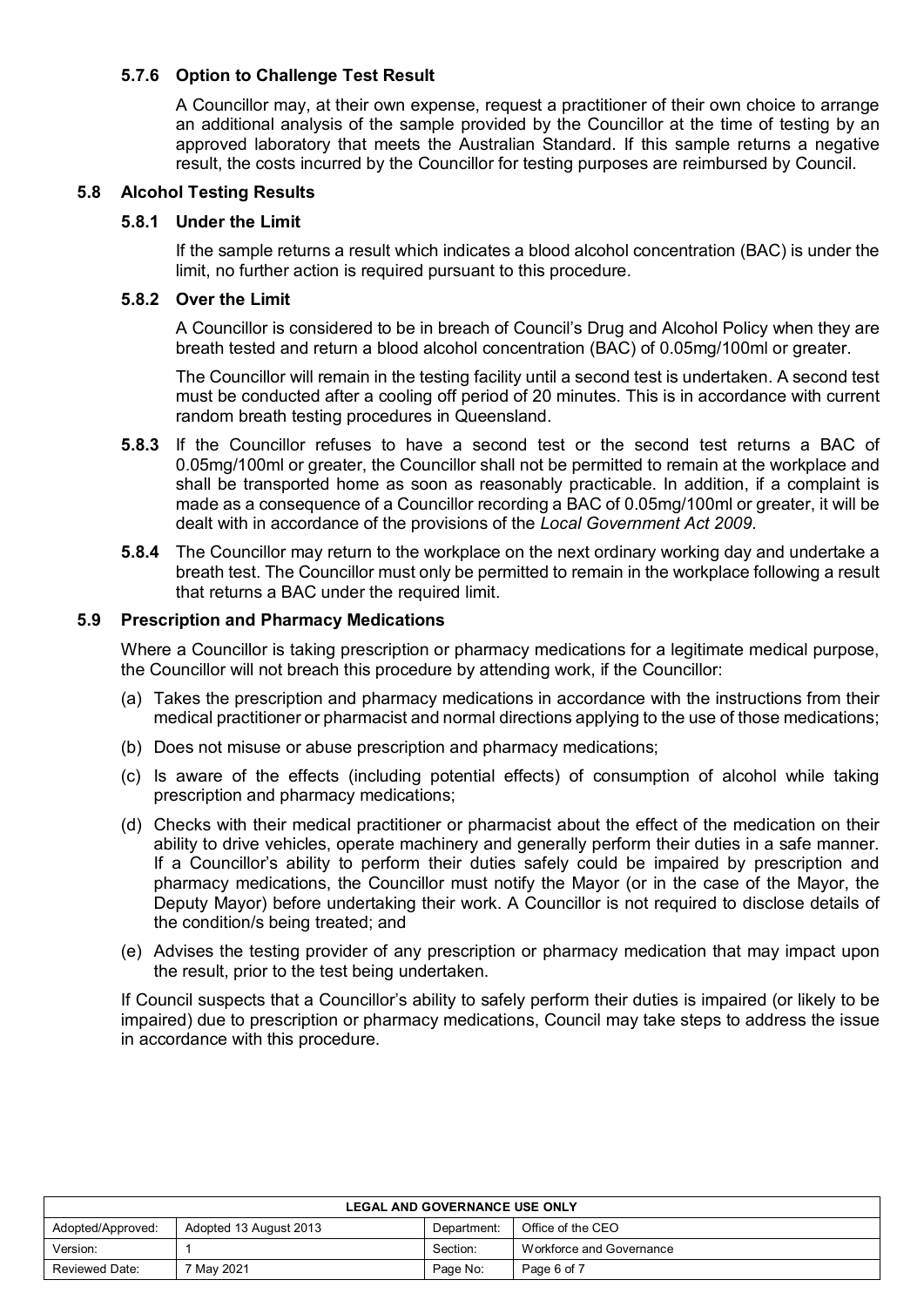#### 5.7.6 Option to Challenge Test Result

A Councillor may, at their own expense, request a practitioner of their own choice to arrange an additional analysis of the sample provided by the Councillor at the time of testing by an approved laboratory that meets the Australian Standard. If this sample returns a negative result, the costs incurred by the Councillor for testing purposes are reimbursed by Council.

### 5.8 Alcohol Testing Results

#### 5.8.1 Under the Limit

If the sample returns a result which indicates a blood alcohol concentration (BAC) is under the limit, no further action is required pursuant to this procedure.

#### 5.8.2 Over the Limit

A Councillor is considered to be in breach of Council's Drug and Alcohol Policy when they are breath tested and return a blood alcohol concentration (BAC) of 0.05mg/100ml or greater.

The Councillor will remain in the testing facility until a second test is undertaken. A second test must be conducted after a cooling off period of 20 minutes. This is in accordance with current random breath testing procedures in Queensland.

**5.8.3** If the Councillor refuses to have a second test or the second test returns a BAC of 0.05mg/100ml or greater, the Councillor shall not be permitted to remain at the workplace and shall be transported home as soon as reasonably practicable. In addition, if a complaint is made as a consequence of a Councillor recording a BAC of 0.05mg/100ml or greater, it will be dealt with in accordance of the provisions of the *Local Government Act 2009*.

**5.8.4** The Councillor may return to the workplace on the next ordinary working day and undertake a breath test. The Councillor must only be permitted to remain in the workplace following a result that returns a BAC under the required limit.

### 5.9 Prescription and Pharmacy Medications

Where a Councillor is taking prescription or pharmacy medications for a legitimate medical purpose, the Councillor will not breach this procedure by attending work, if the Councillor:

(a) Takes the prescription and pharmacy medications in accordance with the instructions from their medical practitioner or pharmacist and normal directions applying to the use of those medications;

(b) Does not misuse or abuse prescription and pharmacy medications;

(c) Is aware of the effects (including potential effects) of consumption of alcohol while taking prescription and pharmacy medications;

(d) Checks with their medical practitioner or pharmacist about the effect of the medication on their ability to drive vehicles, operate machinery and generally perform their duties in a safe manner. If a Councillor's ability to perform their duties safely could be impaired by prescription and pharmacy medications, the Councillor must notify the Mayor (or in the case of the Mayor, the Deputy Mayor) before undertaking their work. A Councillor is not required to disclose details of the condition/s being treated; and

(e) Advises the testing provider of any prescription or pharmacy medication that may impact upon the result, prior to the test being undertaken.

If Council suspects that a Councillor's ability to safely perform their duties is impaired (or likely to be impaired) due to prescription or pharmacy medications, Council may take steps to address the issue in accordance with this procedure.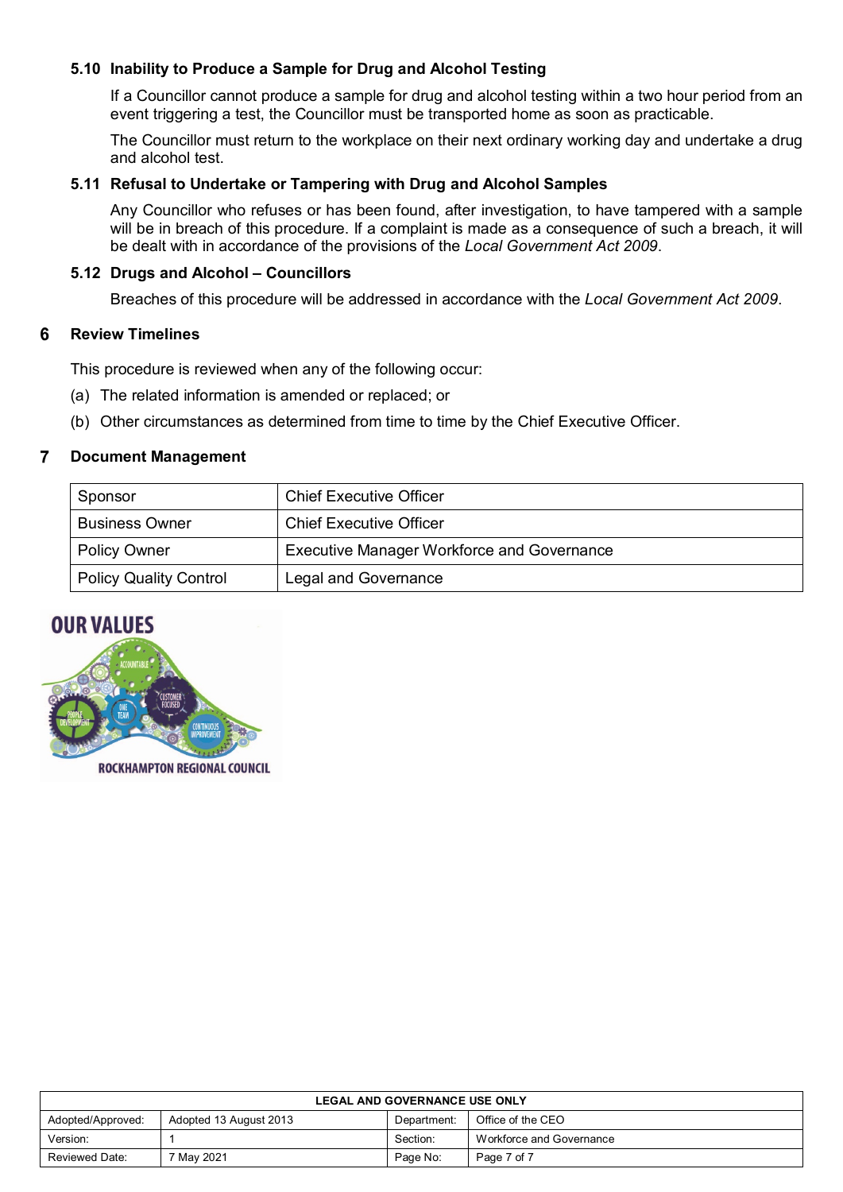### 5.10 Inability to Produce a Sample for Drug and Alcohol Testing

If a Councillor cannot produce a sample for drug and alcohol testing within a two hour period from an event triggering a test, the Councillor must be transported home as soon as practicable.

The Councillor must return to the workplace on their next ordinary working day and undertake a drug and alcohol test.

### 5.11 Refusal to Undertake or Tampering with Drug and Alcohol Samples

Any Councillor who refuses or has been found, after investigation, to have tampered with a sample will be in breach of this procedure. If a complaint is made as a consequence of such a breach, it will be dealt with in accordance of the provisions of the *Local Government Act 2009*.

### 5.12 Drugs and Alcohol – Councillors

Breaches of this procedure will be addressed in accordance with the *Local Government Act 2009*.

## 6 Review Timelines

This procedure is reviewed when any of the following occur:

(a) The related information is amended or replaced; or

(b) Other circumstances as determined from time to time by the Chief Executive Officer.

## 7 Document Management

| | |
|---|---|
| Sponsor | Chief Executive Officer |
| Business Owner | Chief Executive Officer |
| Policy Owner | Executive Manager Workforce and Governance |
| Policy Quality Control | Legal and Governance |

OUR VALUES

ROCKHAMPTON REGIONAL COUNCIL

| LEGAL AND GOVERNANCE USE ONLY | | | |
|---|---|---|---|
| Adopted/Approved: | Adopted 13 August 2013 | Department: | Office of the CEO |
| Version: | 1 | Section: | Workforce and Governance |
| Reviewed Date: | 7 May 2021 | Page No: | Page 7 of 7 |